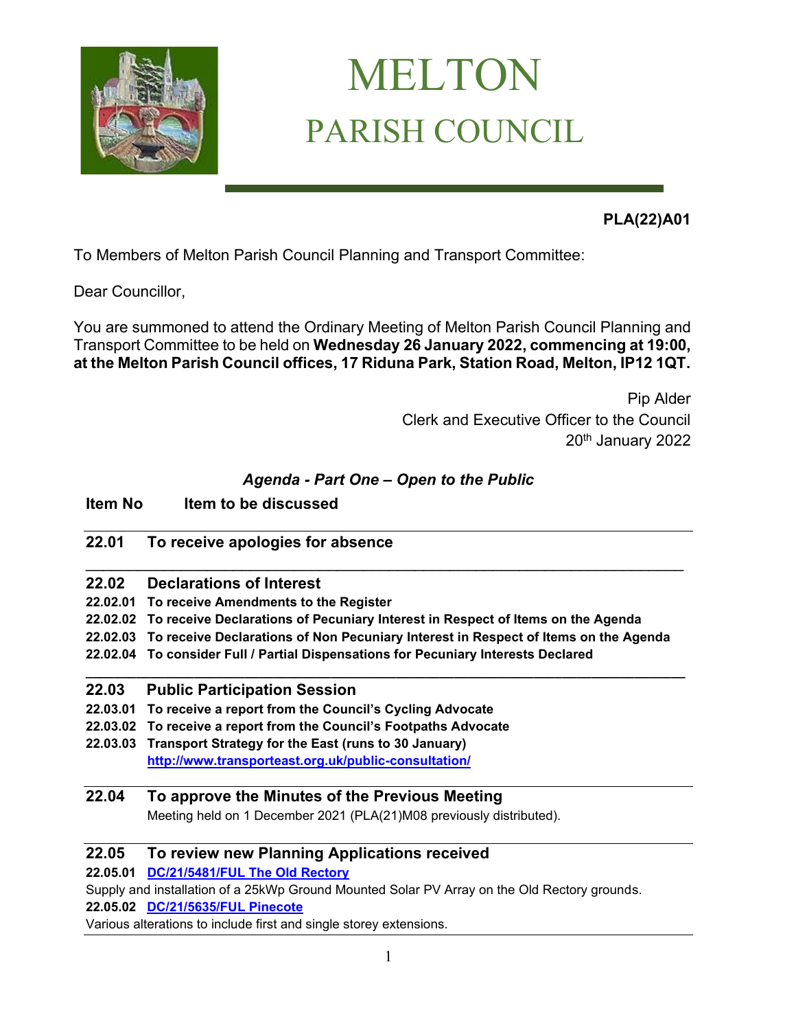# MELTON
## PARISH COUNCIL

**PLA(22)A01**

To Members of Melton Parish Council Planning and Transport Committee:

Dear Councillor,

You are summoned to attend the Ordinary Meeting of Melton Parish Council Planning and Transport Committee to be held on **Wednesday 26 January 2022, commencing at 19:00, at the Melton Parish Council offices, 17 Riduna Park, Station Road, Melton, IP12 1QT.**

Pip Alder
Clerk and Executive Officer to the Council
20th January 2022

### *Agenda - Part One – Open to the Public*

**Item No** **Item to be discussed**

---

**22.01 To receive apologies for absence**

---

**22.02 Declarations of Interest**

**22.02.01 To receive Amendments to the Register**
**22.02.02 To receive Declarations of Pecuniary Interest in Respect of Items on the Agenda**
**22.02.03 To receive Declarations of Non Pecuniary Interest in Respect of Items on the Agenda**
**22.02.04 To consider Full / Partial Dispensations for Pecuniary Interests Declared**

---

**22.03 Public Participation Session**

**22.03.01 To receive a report from the Council's Cycling Advocate**
**22.03.02 To receive a report from the Council's Footpaths Advocate**
**22.03.03 Transport Strategy for the East (runs to 30 January)**
**http://www.transporteast.org.uk/public-consultation/**

---

**22.04 To approve the Minutes of the Previous Meeting**

Meeting held on 1 December 2021 (PLA(21)M08 previously distributed).

---

**22.05 To review new Planning Applications received**

**22.05.01 DC/21/5481/FUL The Old Rectory**
Supply and installation of a 25kWp Ground Mounted Solar PV Array on the Old Rectory grounds.

**22.05.02 DC/21/5635/FUL Pinecote**
Various alterations to include first and single storey extensions.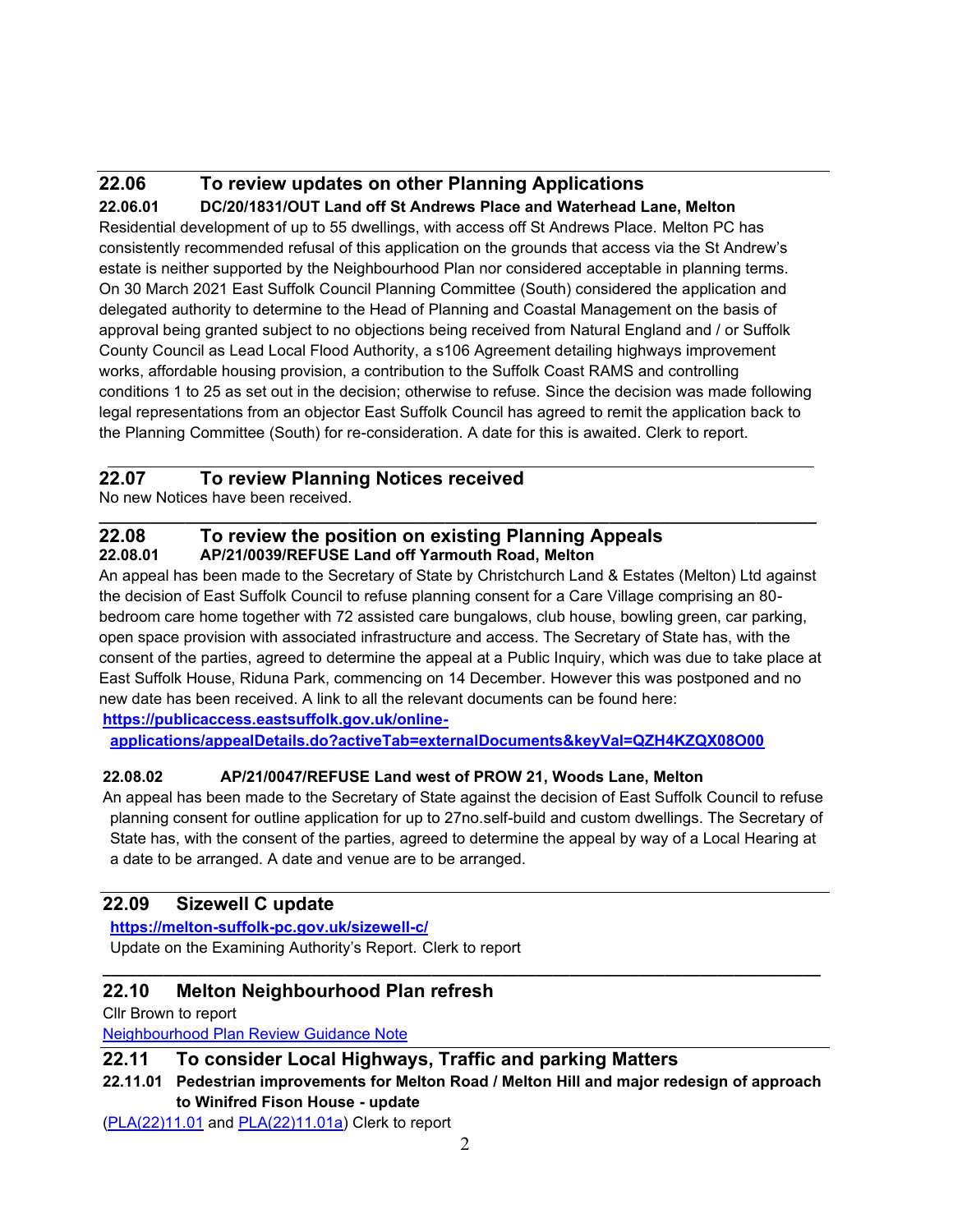## 22.06 To review updates on other Planning Applications

**22.06.01 DC/20/1831/OUT Land off St Andrews Place and Waterhead Lane, Melton**

Residential development of up to 55 dwellings, with access off St Andrews Place. Melton PC has consistently recommended refusal of this application on the grounds that access via the St Andrew's estate is neither supported by the Neighbourhood Plan nor considered acceptable in planning terms. On 30 March 2021 East Suffolk Council Planning Committee (South) considered the application and delegated authority to determine to the Head of Planning and Coastal Management on the basis of approval being granted subject to no objections being received from Natural England and / or Suffolk County Council as Lead Local Flood Authority, a s106 Agreement detailing highways improvement works, affordable housing provision, a contribution to the Suffolk Coast RAMS and controlling conditions 1 to 25 as set out in the decision; otherwise to refuse. Since the decision was made following legal representations from an objector East Suffolk Council has agreed to remit the application back to the Planning Committee (South) for re-consideration. A date for this is awaited. Clerk to report.

---

## 22.07 To review Planning Notices received

No new Notices have been received.

---

## 22.08 To review the position on existing Planning Appeals

**22.08.01 AP/21/0039/REFUSE Land off Yarmouth Road, Melton**

An appeal has been made to the Secretary of State by Christchurch Land & Estates (Melton) Ltd against the decision of East Suffolk Council to refuse planning consent for a Care Village comprising an 80-bedroom care home together with 72 assisted care bungalows, club house, bowling green, car parking, open space provision with associated infrastructure and access. The Secretary of State has, with the consent of the parties, agreed to determine the appeal at a Public Inquiry, which was due to take place at East Suffolk House, Riduna Park, commencing on 14 December. However this was postponed and no new date has been received. A link to all the relevant documents can be found here:

**https://publicaccess.eastsuffolk.gov.uk/online-applications/appealDetails.do?activeTab=externalDocuments&keyVal=QZH4KZQX08O00**

**22.08.02 AP/21/0047/REFUSE Land west of PROW 21, Woods Lane, Melton**

An appeal has been made to the Secretary of State against the decision of East Suffolk Council to refuse planning consent for outline application for up to 27no.self-build and custom dwellings. The Secretary of State has, with the consent of the parties, agreed to determine the appeal by way of a Local Hearing at a date to be arranged. A date and venue are to be arranged.

---

## 22.09 Sizewell C update

**https://melton-suffolk-pc.gov.uk/sizewell-c/**

Update on the Examining Authority's Report. Clerk to report

---

## 22.10 Melton Neighbourhood Plan refresh

Cllr Brown to report

Neighbourhood Plan Review Guidance Note

---

## 22.11 To consider Local Highways, Traffic and parking Matters

**22.11.01 Pedestrian improvements for Melton Road / Melton Hill and major redesign of approach to Winifred Fison House - update**

(PLA(22)11.01 and PLA(22)11.01a) Clerk to report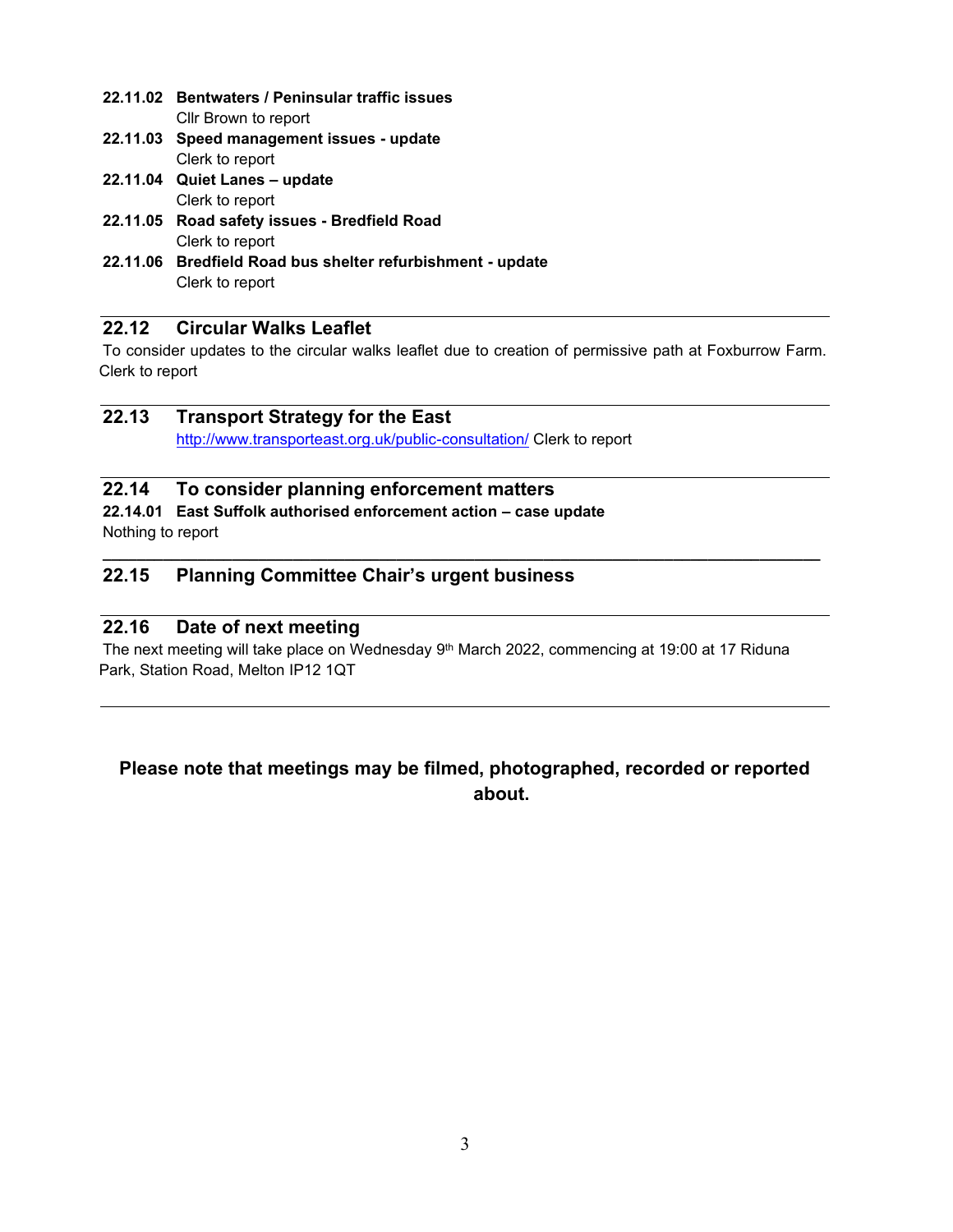**22.11.02 Bentwaters / Peninsular traffic issues**
Cllr Brown to report

**22.11.03 Speed management issues - update**
Clerk to report

**22.11.04 Quiet Lanes – update**
Clerk to report

**22.11.05 Road safety issues - Bredfield Road**
Clerk to report

**22.11.06 Bredfield Road bus shelter refurbishment - update**
Clerk to report

---

## 22.12 Circular Walks Leaflet

To consider updates to the circular walks leaflet due to creation of permissive path at Foxburrow Farm. Clerk to report

---

## 22.13 Transport Strategy for the East

http://www.transporteast.org.uk/public-consultation/ Clerk to report

---

## 22.14 To consider planning enforcement matters

**22.14.01 East Suffolk authorised enforcement action – case update**

Nothing to report

---

## 22.15 Planning Committee Chair's urgent business

---

## 22.16 Date of next meeting

The next meeting will take place on Wednesday 9th March 2022, commencing at 19:00 at 17 Riduna Park, Station Road, Melton IP12 1QT

---

**Please note that meetings may be filmed, photographed, recorded or reported about.**